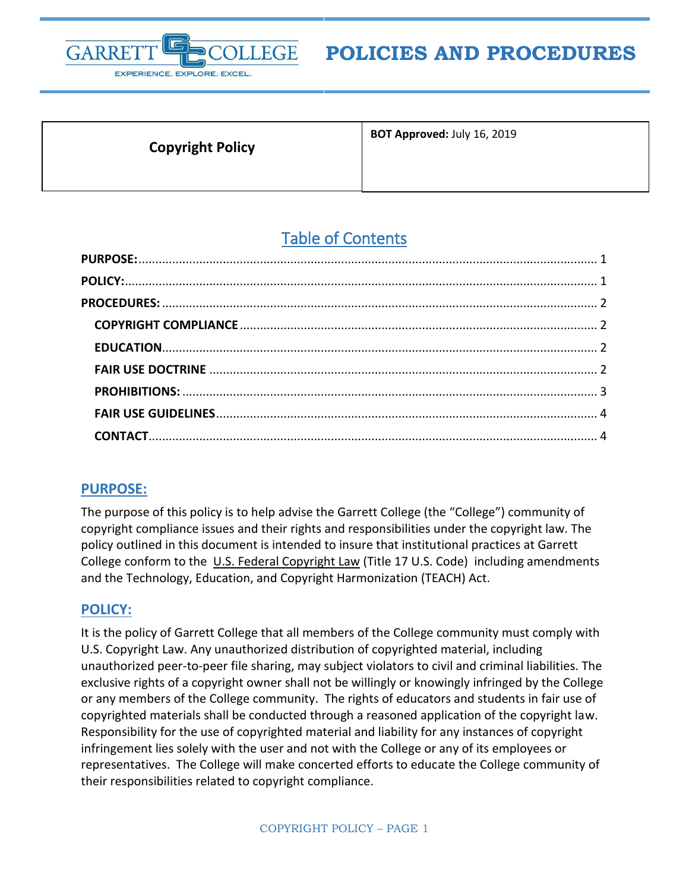# POLICIES AND PROCEDURES

| Copyright Policy | **BOT Approved:** July 16, 2019 |
|---|---|

## Table of Contents

**PURPOSE:** ........ 1
**POLICY:** ........ 1
**PROCEDURES:** ........ 2
- **COPYRIGHT COMPLIANCE** ........ 2
- **EDUCATION** ........ 2
- **FAIR USE DOCTRINE** ........ 2
- **PROHIBITIONS:** ........ 3
- **FAIR USE GUIDELINES** ........ 4
- **CONTACT** ........ 4

## PURPOSE:

The purpose of this policy is to help advise the Garrett College (the "College") community of copyright compliance issues and their rights and responsibilities under the copyright law. The policy outlined in this document is intended to insure that institutional practices at Garrett College conform to the U.S. Federal Copyright Law (Title 17 U.S. Code) including amendments and the Technology, Education, and Copyright Harmonization (TEACH) Act.

## POLICY:

It is the policy of Garrett College that all members of the College community must comply with U.S. Copyright Law. Any unauthorized distribution of copyrighted material, including unauthorized peer-to-peer file sharing, may subject violators to civil and criminal liabilities. The exclusive rights of a copyright owner shall not be willingly or knowingly infringed by the College or any members of the College community. The rights of educators and students in fair use of copyrighted materials shall be conducted through a reasoned application of the copyright law. Responsibility for the use of copyrighted material and liability for any instances of copyright infringement lies solely with the user and not with the College or any of its employees or representatives. The College will make concerted efforts to educate the College community of their responsibilities related to copyright compliance.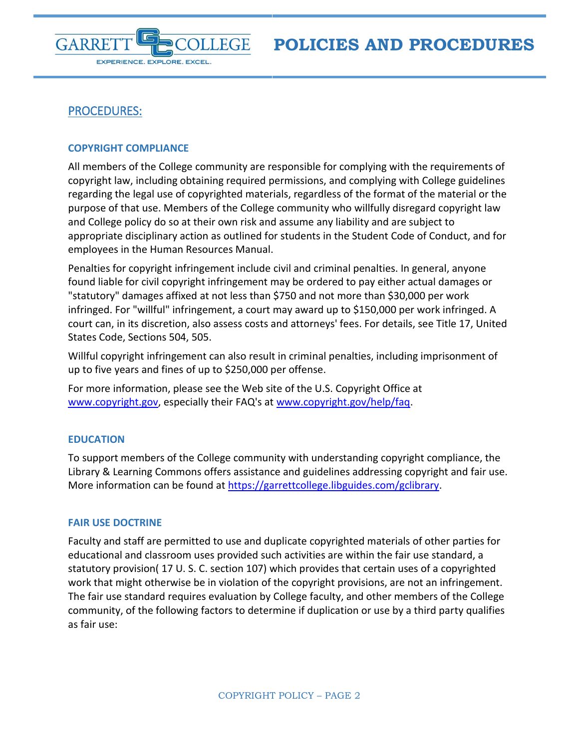## PROCEDURES:

### COPYRIGHT COMPLIANCE

All members of the College community are responsible for complying with the requirements of copyright law, including obtaining required permissions, and complying with College guidelines regarding the legal use of copyrighted materials, regardless of the format of the material or the purpose of that use. Members of the College community who willfully disregard copyright law and College policy do so at their own risk and assume any liability and are subject to appropriate disciplinary action as outlined for students in the Student Code of Conduct, and for employees in the Human Resources Manual.

Penalties for copyright infringement include civil and criminal penalties. In general, anyone found liable for civil copyright infringement may be ordered to pay either actual damages or "statutory" damages affixed at not less than $750 and not more than $30,000 per work infringed. For "willful" infringement, a court may award up to $150,000 per work infringed. A court can, in its discretion, also assess costs and attorneys' fees. For details, see Title 17, United States Code, Sections 504, 505.

Willful copyright infringement can also result in criminal penalties, including imprisonment of up to five years and fines of up to $250,000 per offense.

For more information, please see the Web site of the U.S. Copyright Office at www.copyright.gov, especially their FAQ's at www.copyright.gov/help/faq.

### EDUCATION

To support members of the College community with understanding copyright compliance, the Library & Learning Commons offers assistance and guidelines addressing copyright and fair use. More information can be found at https://garrettcollege.libguides.com/gclibrary.

### FAIR USE DOCTRINE

Faculty and staff are permitted to use and duplicate copyrighted materials of other parties for educational and classroom uses provided such activities are within the fair use standard, a statutory provision( 17 U. S. C. section 107) which provides that certain uses of a copyrighted work that might otherwise be in violation of the copyright provisions, are not an infringement. The fair use standard requires evaluation by College faculty, and other members of the College community, of the following factors to determine if duplication or use by a third party qualifies as fair use: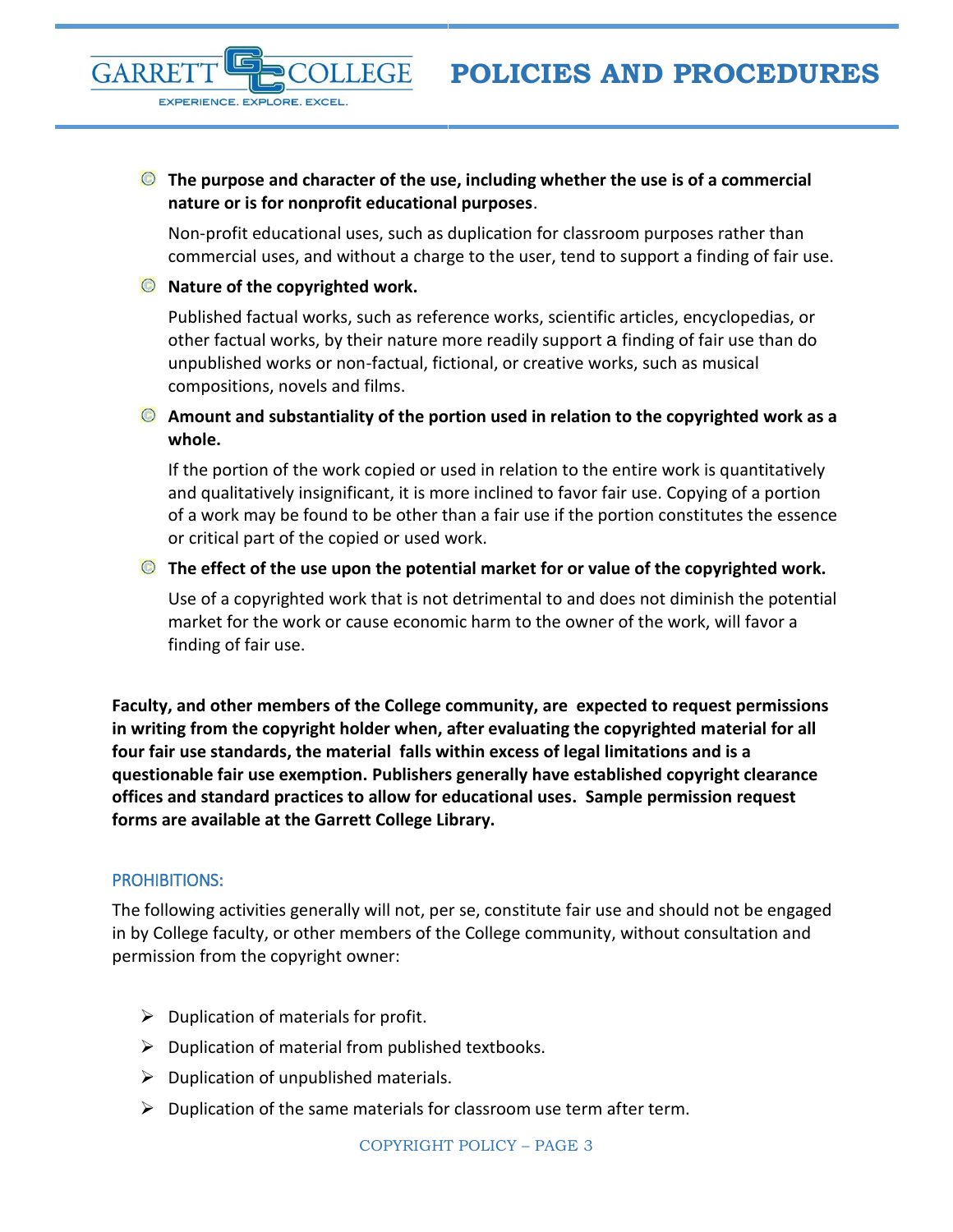- **The purpose and character of the use, including whether the use is of a commercial nature or is for nonprofit educational purposes**.

  Non-profit educational uses, such as duplication for classroom purposes rather than commercial uses, and without a charge to the user, tend to support a finding of fair use.

- **Nature of the copyrighted work.**

  Published factual works, such as reference works, scientific articles, encyclopedias, or other factual works, by their nature more readily support a finding of fair use than do unpublished works or non-factual, fictional, or creative works, such as musical compositions, novels and films.

- **Amount and substantiality of the portion used in relation to the copyrighted work as a whole.**

  If the portion of the work copied or used in relation to the entire work is quantitatively and qualitatively insignificant, it is more inclined to favor fair use. Copying of a portion of a work may be found to be other than a fair use if the portion constitutes the essence or critical part of the copied or used work.

- **The effect of the use upon the potential market for or value of the copyrighted work.**

  Use of a copyrighted work that is not detrimental to and does not diminish the potential market for the work or cause economic harm to the owner of the work, will favor a finding of fair use.

**Faculty, and other members of the College community, are expected to request permissions in writing from the copyright holder when, after evaluating the copyrighted material for all four fair use standards, the material falls within excess of legal limitations and is a questionable fair use exemption. Publishers generally have established copyright clearance offices and standard practices to allow for educational uses. Sample permission request forms are available at the Garrett College Library.**

## PROHIBITIONS:

The following activities generally will not, per se, constitute fair use and should not be engaged in by College faculty, or other members of the College community, without consultation and permission from the copyright owner:

- Duplication of materials for profit.
- Duplication of material from published textbooks.
- Duplication of unpublished materials.
- Duplication of the same materials for classroom use term after term.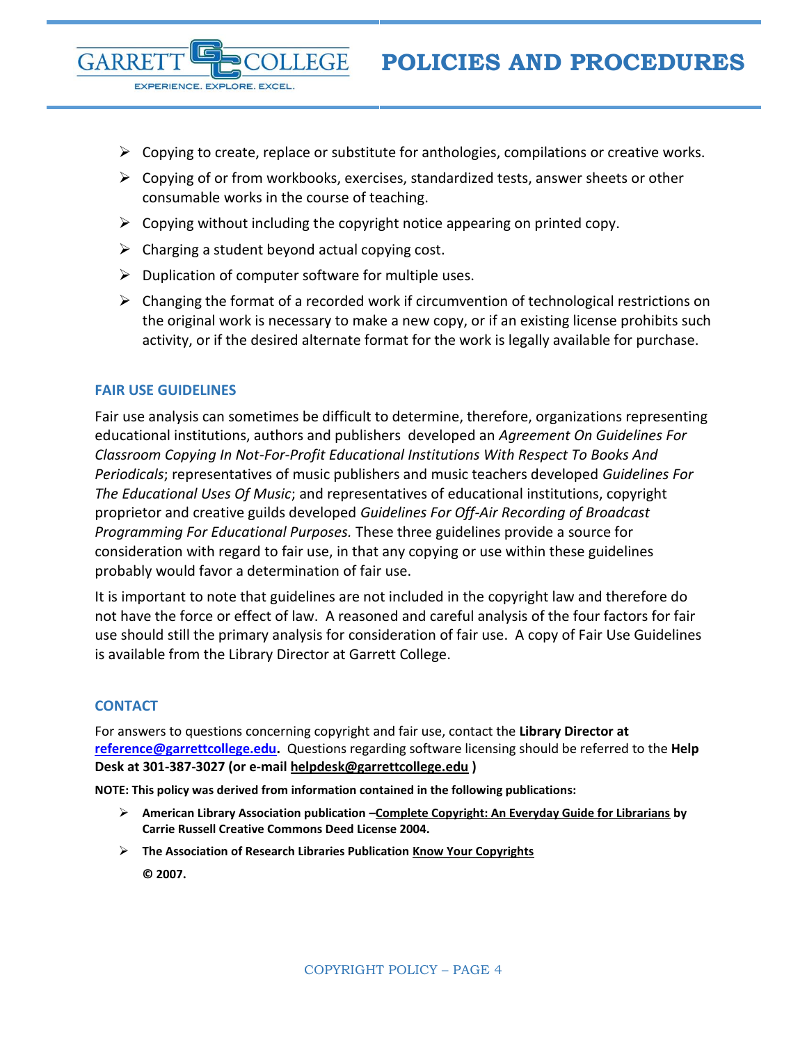- Copying to create, replace or substitute for anthologies, compilations or creative works.
- Copying of or from workbooks, exercises, standardized tests, answer sheets or other consumable works in the course of teaching.
- Copying without including the copyright notice appearing on printed copy.
- Charging a student beyond actual copying cost.
- Duplication of computer software for multiple uses.
- Changing the format of a recorded work if circumvention of technological restrictions on the original work is necessary to make a new copy, or if an existing license prohibits such activity, or if the desired alternate format for the work is legally available for purchase.

## FAIR USE GUIDELINES

Fair use analysis can sometimes be difficult to determine, therefore, organizations representing educational institutions, authors and publishers developed an *Agreement On Guidelines For Classroom Copying In Not-For-Profit Educational Institutions With Respect To Books And Periodicals*; representatives of music publishers and music teachers developed *Guidelines For The Educational Uses Of Music*; and representatives of educational institutions, copyright proprietor and creative guilds developed *Guidelines For Off-Air Recording of Broadcast Programming For Educational Purposes.* These three guidelines provide a source for consideration with regard to fair use, in that any copying or use within these guidelines probably would favor a determination of fair use.

It is important to note that guidelines are not included in the copyright law and therefore do not have the force or effect of law. A reasoned and careful analysis of the four factors for fair use should still the primary analysis for consideration of fair use. A copy of Fair Use Guidelines is available from the Library Director at Garrett College.

## CONTACT

For answers to questions concerning copyright and fair use, contact the **Library Director at reference@garrettcollege.edu.** Questions regarding software licensing should be referred to the **Help Desk at 301-387-3027 (or e-mail helpdesk@garrettcollege.edu )**

**NOTE: This policy was derived from information contained in the following publications:**

- **American Library Association publication –Complete Copyright: An Everyday Guide for Librarians by Carrie Russell Creative Commons Deed License 2004.**
- **The Association of Research Libraries Publication Know Your Copyrights**

  **© 2007.**